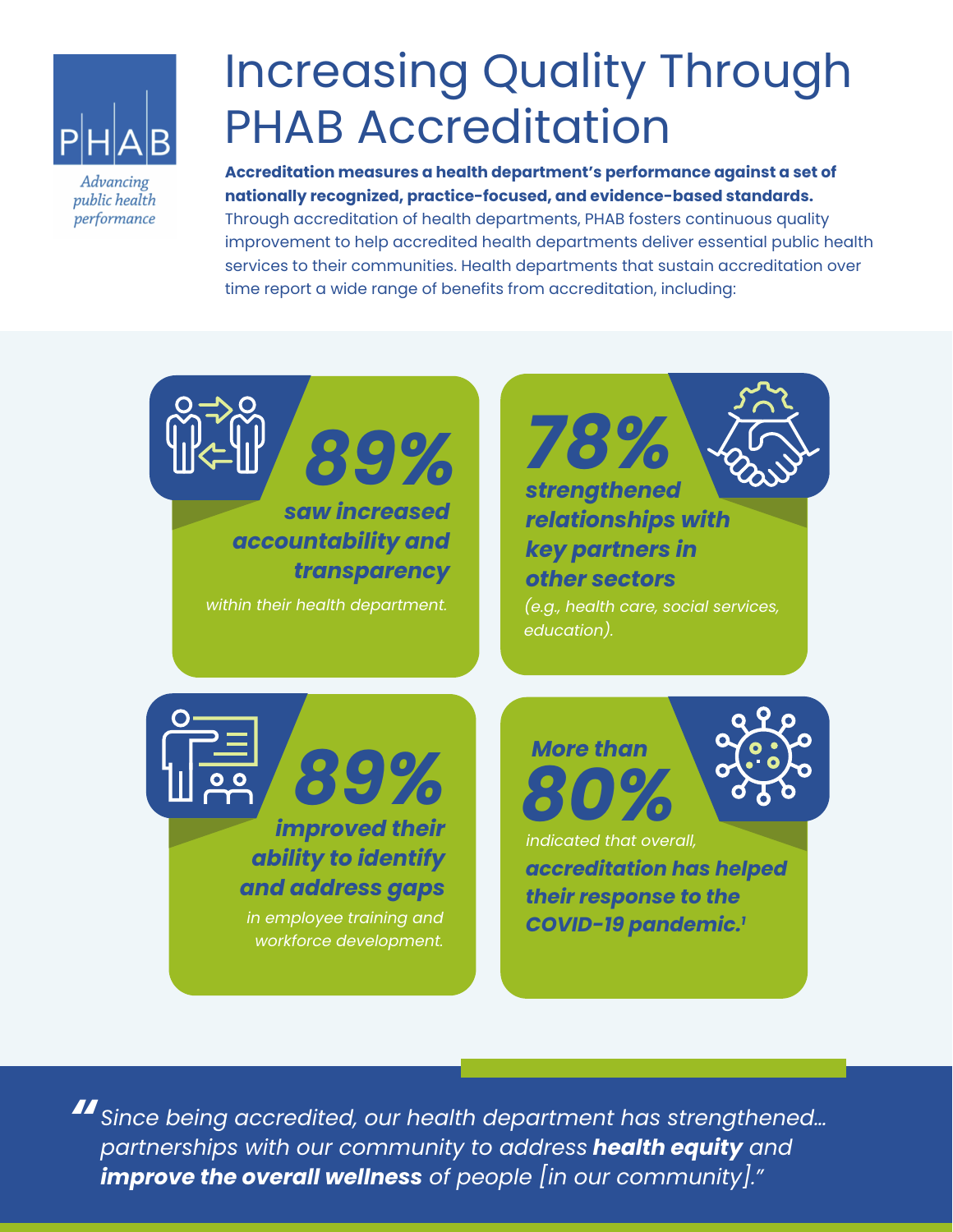PHAB

*Advancing public health performance*

# Increasing Quality Through PHAB Accreditation

**Accreditation measures a health department's performance against a set of nationally recognized, practice-focused, and evidence-based standards.** Through accreditation of health departments, PHAB fosters continuous quality improvement to help accredited health departments deliver essential public health services to their communities. Health departments that sustain accreditation over time report a wide range of benefits from accreditation, including:

**89%** ***saw increased accountability and transparency*** *within their health department.*

**78%** ***strengthened relationships with key partners in other sectors*** *(e.g., health care, social services, education).*

**89%** ***improved their ability to identify and address gaps*** *in employee training and workforce development.*

**More than 80%** *indicated that overall,* ***accreditation has helped their response to the COVID-19 pandemic.***[1]

> *"Since being accredited, our health department has strengthened... partnerships with our community to address* ***health equity*** *and* ***improve the overall wellness*** *of people [in our community]."*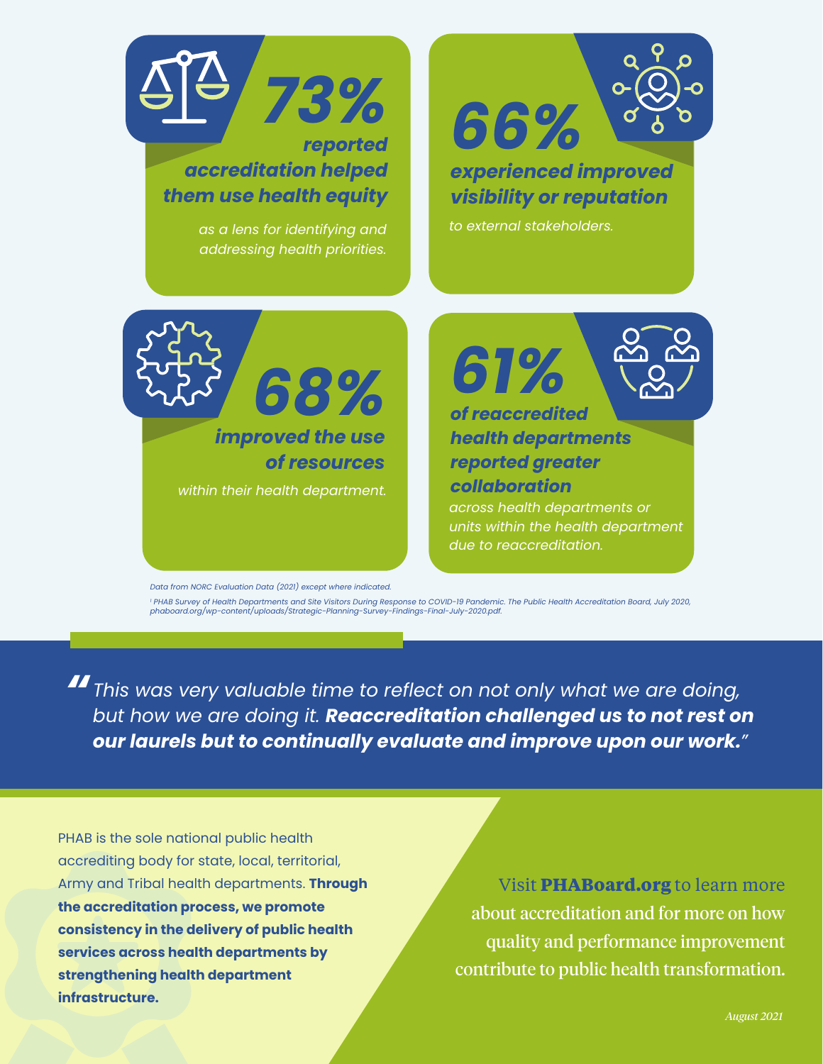**73%**

***reported accreditation helped them use health equity***

*as a lens for identifying and addressing health priorities.*

**66%**

***experienced improved visibility or reputation***

*to external stakeholders.*

**68%**

***improved the use of resources***

*within their health department.*

**61%**

***of reaccredited health departments reported greater collaboration***

*across health departments or units within the health department due to reaccreditation.*

*Data from NORC Evaluation Data (2021) except where indicated.*

*[1] PHAB Survey of Health Departments and Site Visitors During Response to COVID-19 Pandemic. The Public Health Accreditation Board, July 2020, phaboard.org/wp-content/uploads/Strategic-Planning-Survey-Findings-Final-July-2020.pdf.*

> *"This was very valuable time to reflect on not only what we are doing, but how we are doing it.* ***Reaccreditation challenged us to not rest on our laurels but to continually evaluate and improve upon our work.****"*

PHAB is the sole national public health accrediting body for state, local, territorial, Army and Tribal health departments. **Through the accreditation process, we promote consistency in the delivery of public health services across health departments by strengthening health department infrastructure.**

Visit **PHABoard.org** to learn more about accreditation and for more on how quality and performance improvement contribute to public health transformation.

*August 2021*